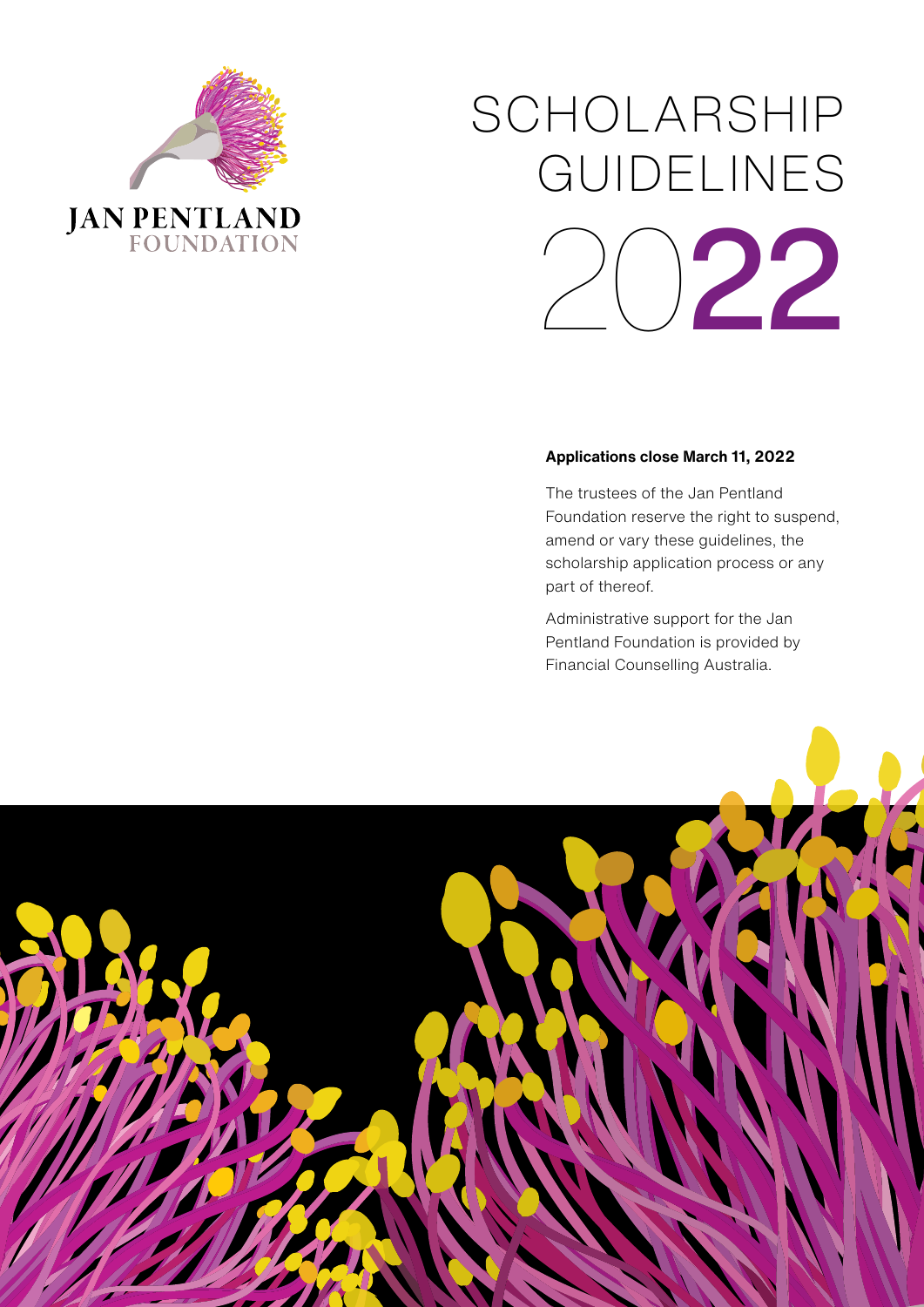JAN PENTLAND FOUNDATION

# SCHOLARSHIP GUIDELINES 2022

**Applications close March 11, 2022**

The trustees of the Jan Pentland Foundation reserve the right to suspend, amend or vary these guidelines, the scholarship application process or any part of thereof.

Administrative support for the Jan Pentland Foundation is provided by Financial Counselling Australia.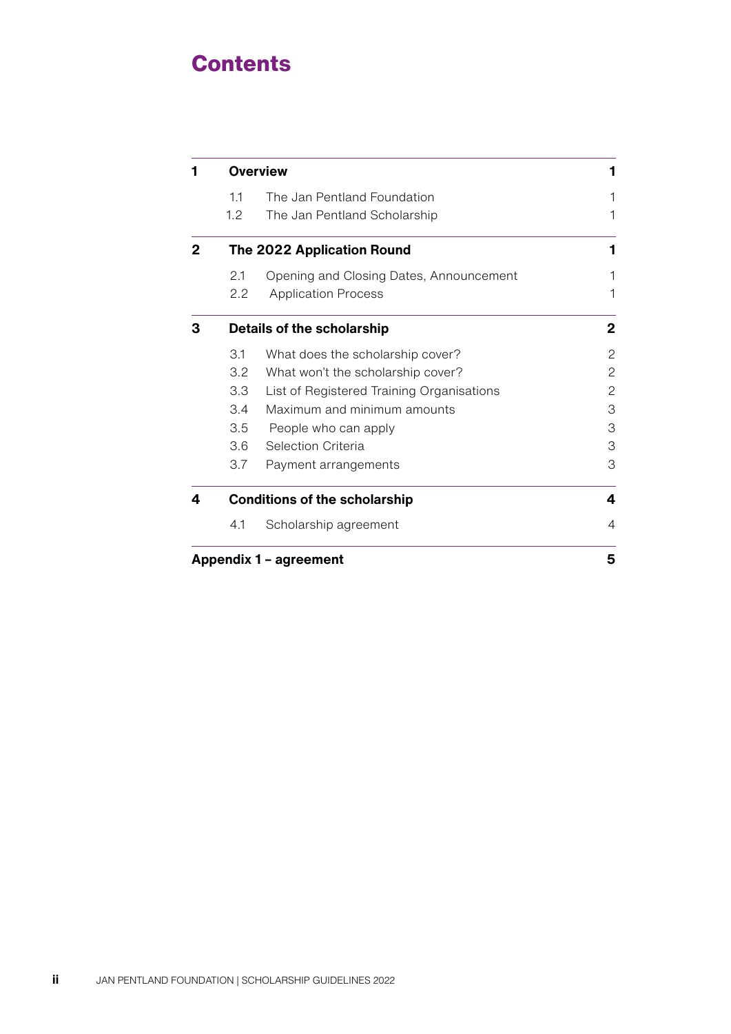# Contents

| | | |
|---|---|---|
| **1** | **Overview** | **1** |
| 1.1 | The Jan Pentland Foundation | 1 |
| 1.2 | The Jan Pentland Scholarship | 1 |
| **2** | **The 2022 Application Round** | **1** |
| 2.1 | Opening and Closing Dates, Announcement | 1 |
| 2.2 | Application Process | 1 |
| **3** | **Details of the scholarship** | **2** |
| 3.1 | What does the scholarship cover? | 2 |
| 3.2 | What won't the scholarship cover? | 2 |
| 3.3 | List of Registered Training Organisations | 2 |
| 3.4 | Maximum and minimum amounts | 3 |
| 3.5 | People who can apply | 3 |
| 3.6 | Selection Criteria | 3 |
| 3.7 | Payment arrangements | 3 |
| **4** | **Conditions of the scholarship** | **4** |
| 4.1 | Scholarship agreement | 4 |
| **Appendix 1 – agreement** | | **5** |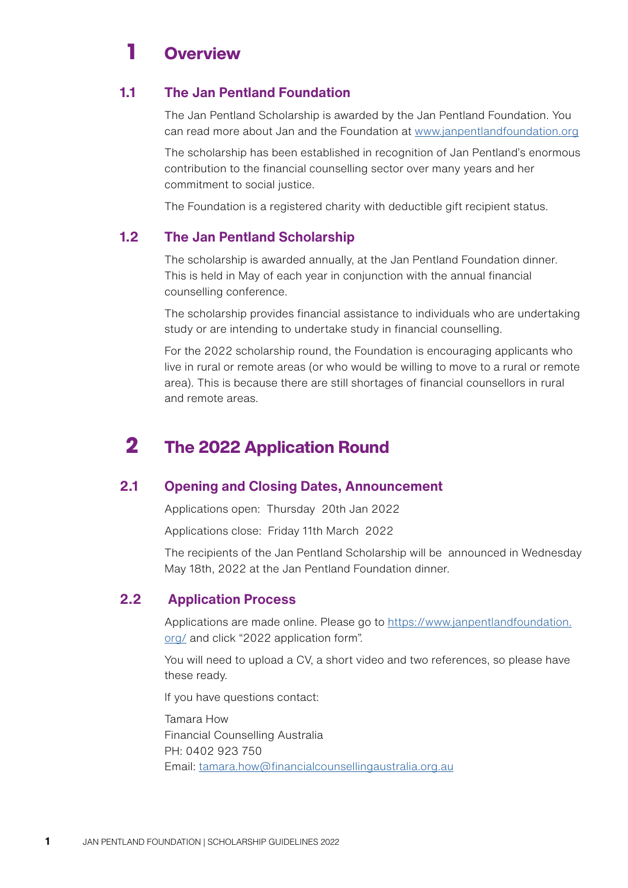# 1 Overview

## 1.1 The Jan Pentland Foundation

The Jan Pentland Scholarship is awarded by the Jan Pentland Foundation. You can read more about Jan and the Foundation at www.janpentlandfoundation.org

The scholarship has been established in recognition of Jan Pentland's enormous contribution to the financial counselling sector over many years and her commitment to social justice.

The Foundation is a registered charity with deductible gift recipient status.

## 1.2 The Jan Pentland Scholarship

The scholarship is awarded annually, at the Jan Pentland Foundation dinner. This is held in May of each year in conjunction with the annual financial counselling conference.

The scholarship provides financial assistance to individuals who are undertaking study or are intending to undertake study in financial counselling.

For the 2022 scholarship round, the Foundation is encouraging applicants who live in rural or remote areas (or who would be willing to move to a rural or remote area). This is because there are still shortages of financial counsellors in rural and remote areas.

# 2 The 2022 Application Round

## 2.1 Opening and Closing Dates, Announcement

Applications open: Thursday 20th Jan 2022

Applications close: Friday 11th March 2022

The recipients of the Jan Pentland Scholarship will be announced in Wednesday May 18th, 2022 at the Jan Pentland Foundation dinner.

## 2.2 Application Process

Applications are made online. Please go to https://www.janpentlandfoundation.org/ and click "2022 application form".

You will need to upload a CV, a short video and two references, so please have these ready.

If you have questions contact:

Tamara How  
Financial Counselling Australia  
PH: 0402 923 750  
Email: tamara.how@financialcounsellingaustralia.org.au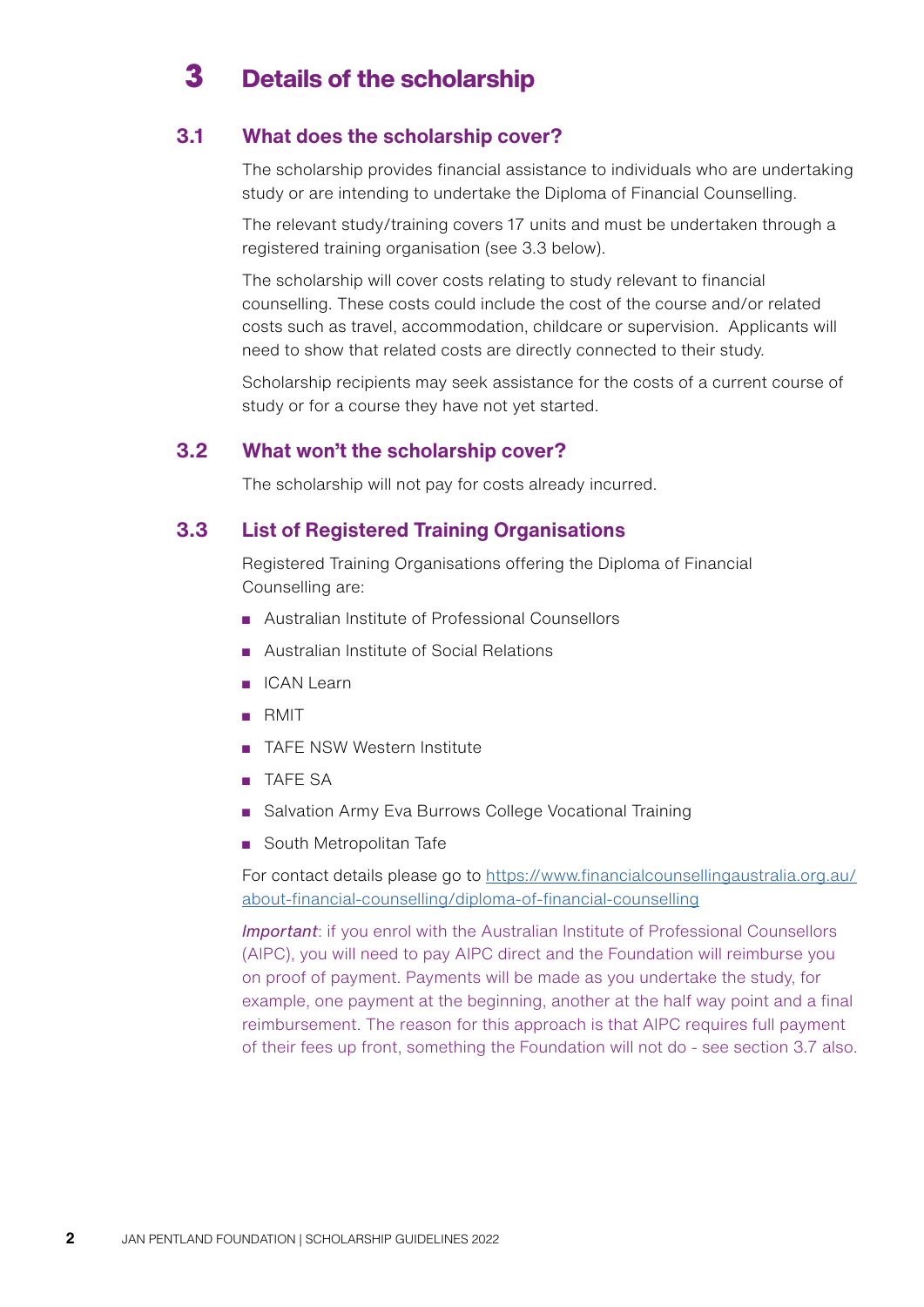# 3 Details of the scholarship

## 3.1 What does the scholarship cover?

The scholarship provides financial assistance to individuals who are undertaking study or are intending to undertake the Diploma of Financial Counselling.

The relevant study/training covers 17 units and must be undertaken through a registered training organisation (see 3.3 below).

The scholarship will cover costs relating to study relevant to financial counselling. These costs could include the cost of the course and/or related costs such as travel, accommodation, childcare or supervision. Applicants will need to show that related costs are directly connected to their study.

Scholarship recipients may seek assistance for the costs of a current course of study or for a course they have not yet started.

## 3.2 What won't the scholarship cover?

The scholarship will not pay for costs already incurred.

## 3.3 List of Registered Training Organisations

Registered Training Organisations offering the Diploma of Financial Counselling are:

- Australian Institute of Professional Counsellors
- Australian Institute of Social Relations
- ICAN Learn
- RMIT
- TAFE NSW Western Institute
- TAFE SA
- Salvation Army Eva Burrows College Vocational Training
- South Metropolitan Tafe

For contact details please go to [https://www.financialcounsellingaustralia.org.au/about-financial-counselling/diploma-of-financial-counselling](https://www.financialcounsellingaustralia.org.au/about-financial-counselling/diploma-of-financial-counselling)

*Important*: if you enrol with the Australian Institute of Professional Counsellors (AIPC), you will need to pay AIPC direct and the Foundation will reimburse you on proof of payment. Payments will be made as you undertake the study, for example, one payment at the beginning, another at the half way point and a final reimbursement. The reason for this approach is that AIPC requires full payment of their fees up front, something the Foundation will not do - see section 3.7 also.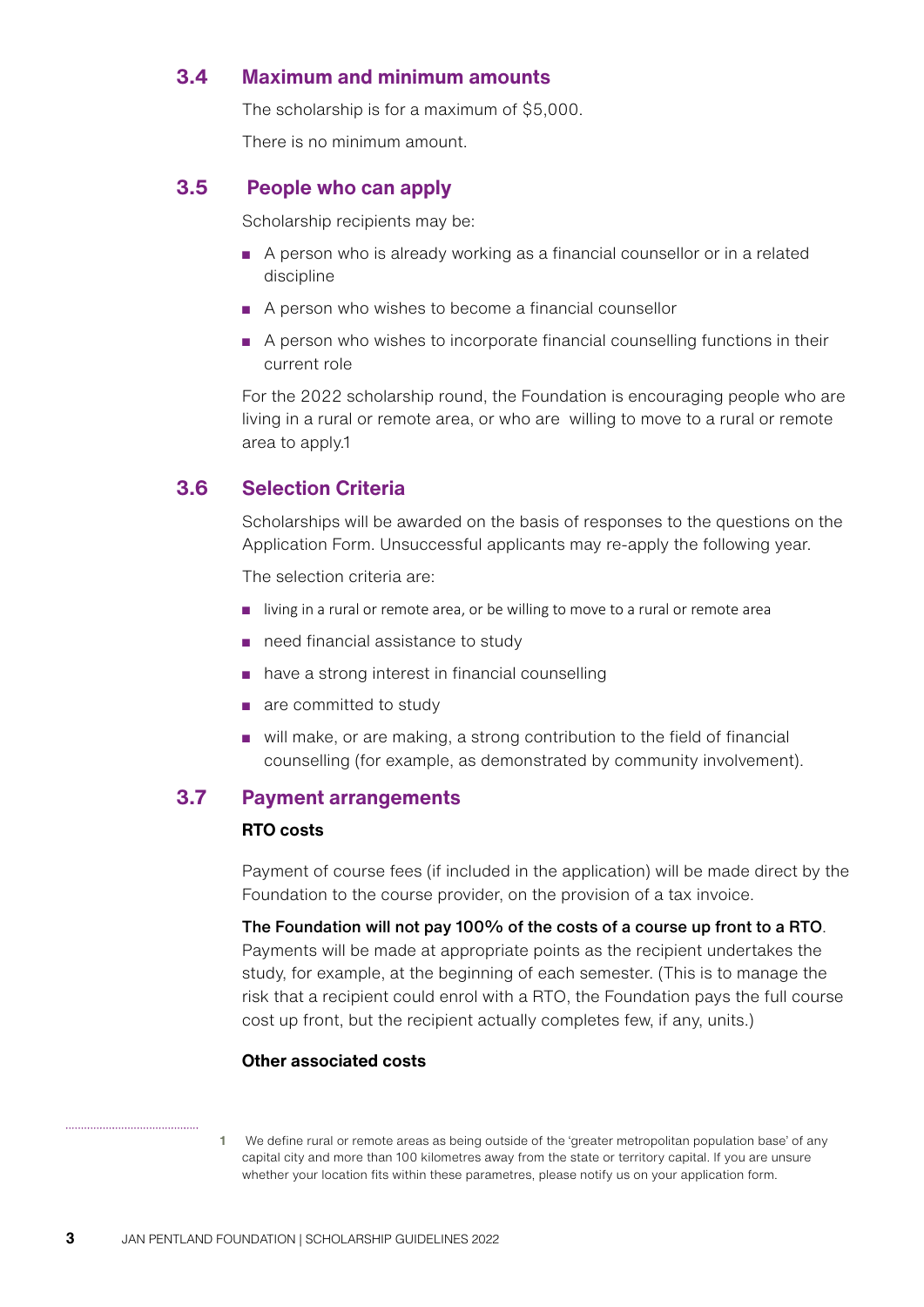### 3.4 Maximum and minimum amounts

The scholarship is for a maximum of $5,000.

There is no minimum amount.

### 3.5 People who can apply

Scholarship recipients may be:

- A person who is already working as a financial counsellor or in a related discipline
- A person who wishes to become a financial counsellor
- A person who wishes to incorporate financial counselling functions in their current role

For the 2022 scholarship round, the Foundation is encouraging people who are living in a rural or remote area, or who are willing to move to a rural or remote area to apply.[1]

### 3.6 Selection Criteria

Scholarships will be awarded on the basis of responses to the questions on the Application Form. Unsuccessful applicants may re-apply the following year.

The selection criteria are:

- living in a rural or remote area, or be willing to move to a rural or remote area
- need financial assistance to study
- have a strong interest in financial counselling
- are committed to study
- will make, or are making, a strong contribution to the field of financial counselling (for example, as demonstrated by community involvement).

### 3.7 Payment arrangements

**RTO costs**

Payment of course fees (if included in the application) will be made direct by the Foundation to the course provider, on the provision of a tax invoice.

**The Foundation will not pay 100% of the costs of a course up front to a RTO**. Payments will be made at appropriate points as the recipient undertakes the study, for example, at the beginning of each semester. (This is to manage the risk that a recipient could enrol with a RTO, the Foundation pays the full course cost up front, but the recipient actually completes few, if any, units.)

**Other associated costs**

[1] We define rural or remote areas as being outside of the 'greater metropolitan population base' of any capital city and more than 100 kilometres away from the state or territory capital. If you are unsure whether your location fits within these parametres, please notify us on your application form.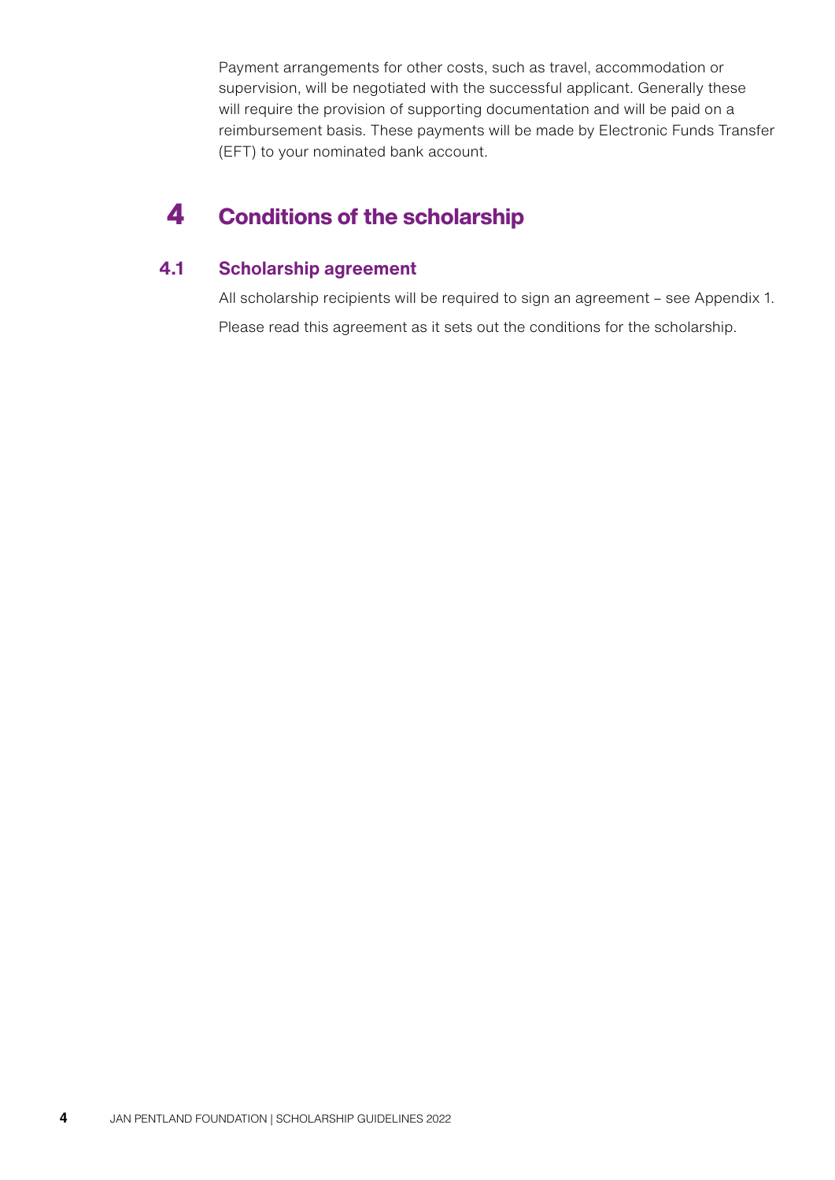Payment arrangements for other costs, such as travel, accommodation or supervision, will be negotiated with the successful applicant. Generally these will require the provision of supporting documentation and will be paid on a reimbursement basis. These payments will be made by Electronic Funds Transfer (EFT) to your nominated bank account.

# 4 Conditions of the scholarship

## 4.1 Scholarship agreement

All scholarship recipients will be required to sign an agreement – see Appendix 1.

Please read this agreement as it sets out the conditions for the scholarship.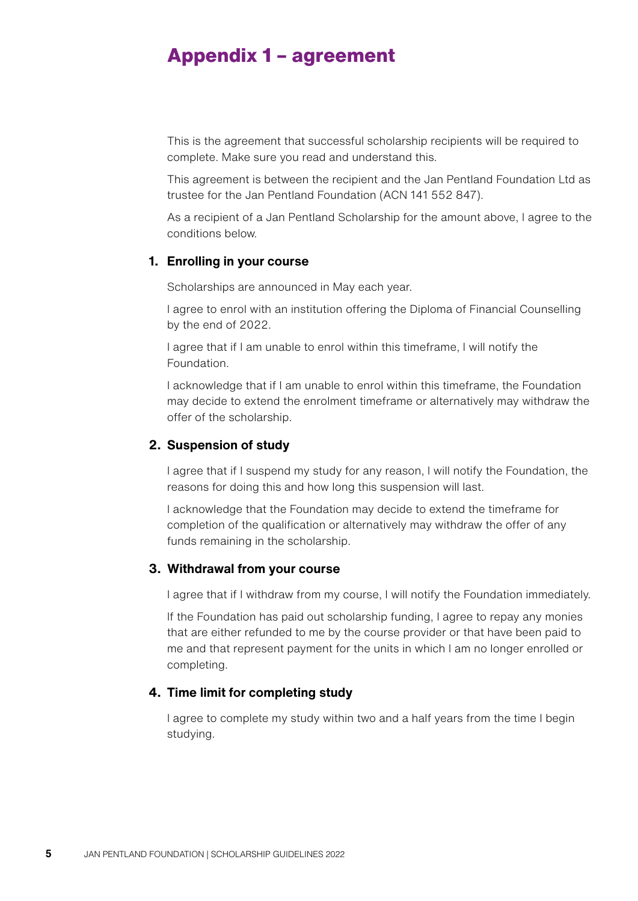# Appendix 1 – agreement

This is the agreement that successful scholarship recipients will be required to complete. Make sure you read and understand this.

This agreement is between the recipient and the Jan Pentland Foundation Ltd as trustee for the Jan Pentland Foundation (ACN 141 552 847).

As a recipient of a Jan Pentland Scholarship for the amount above, I agree to the conditions below.

### 1. Enrolling in your course

Scholarships are announced in May each year.

I agree to enrol with an institution offering the Diploma of Financial Counselling by the end of 2022.

I agree that if I am unable to enrol within this timeframe, I will notify the Foundation.

I acknowledge that if I am unable to enrol within this timeframe, the Foundation may decide to extend the enrolment timeframe or alternatively may withdraw the offer of the scholarship.

### 2. Suspension of study

I agree that if I suspend my study for any reason, I will notify the Foundation, the reasons for doing this and how long this suspension will last.

I acknowledge that the Foundation may decide to extend the timeframe for completion of the qualification or alternatively may withdraw the offer of any funds remaining in the scholarship.

### 3. Withdrawal from your course

I agree that if I withdraw from my course, I will notify the Foundation immediately.

If the Foundation has paid out scholarship funding, I agree to repay any monies that are either refunded to me by the course provider or that have been paid to me and that represent payment for the units in which I am no longer enrolled or completing.

### 4. Time limit for completing study

I agree to complete my study within two and a half years from the time I begin studying.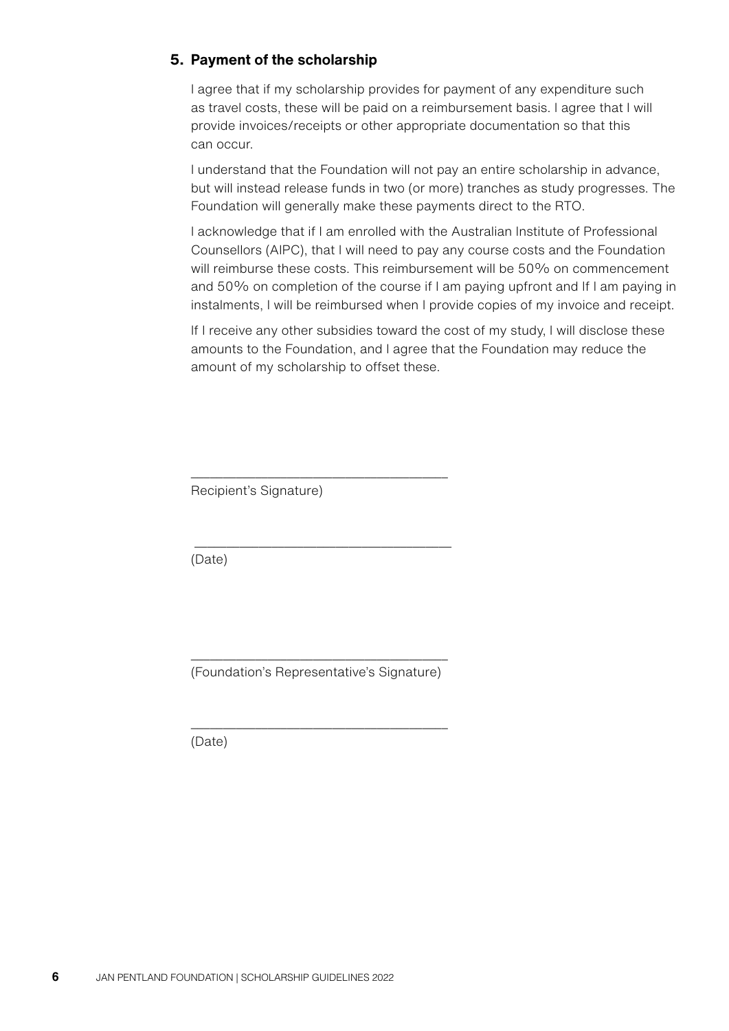## 5. Payment of the scholarship

I agree that if my scholarship provides for payment of any expenditure such as travel costs, these will be paid on a reimbursement basis. I agree that I will provide invoices/receipts or other appropriate documentation so that this can occur.

I understand that the Foundation will not pay an entire scholarship in advance, but will instead release funds in two (or more) tranches as study progresses. The Foundation will generally make these payments direct to the RTO.

I acknowledge that if I am enrolled with the Australian Institute of Professional Counsellors (AIPC), that I will need to pay any course costs and the Foundation will reimburse these costs. This reimbursement will be 50% on commencement and 50% on completion of the course if I am paying upfront and If I am paying in instalments, I will be reimbursed when I provide copies of my invoice and receipt.

If I receive any other subsidies toward the cost of my study, I will disclose these amounts to the Foundation, and I agree that the Foundation may reduce the amount of my scholarship to offset these.

___________________________________

Recipient's Signature)

___________________________________

(Date)

___________________________________

(Foundation's Representative's Signature)

___________________________________

(Date)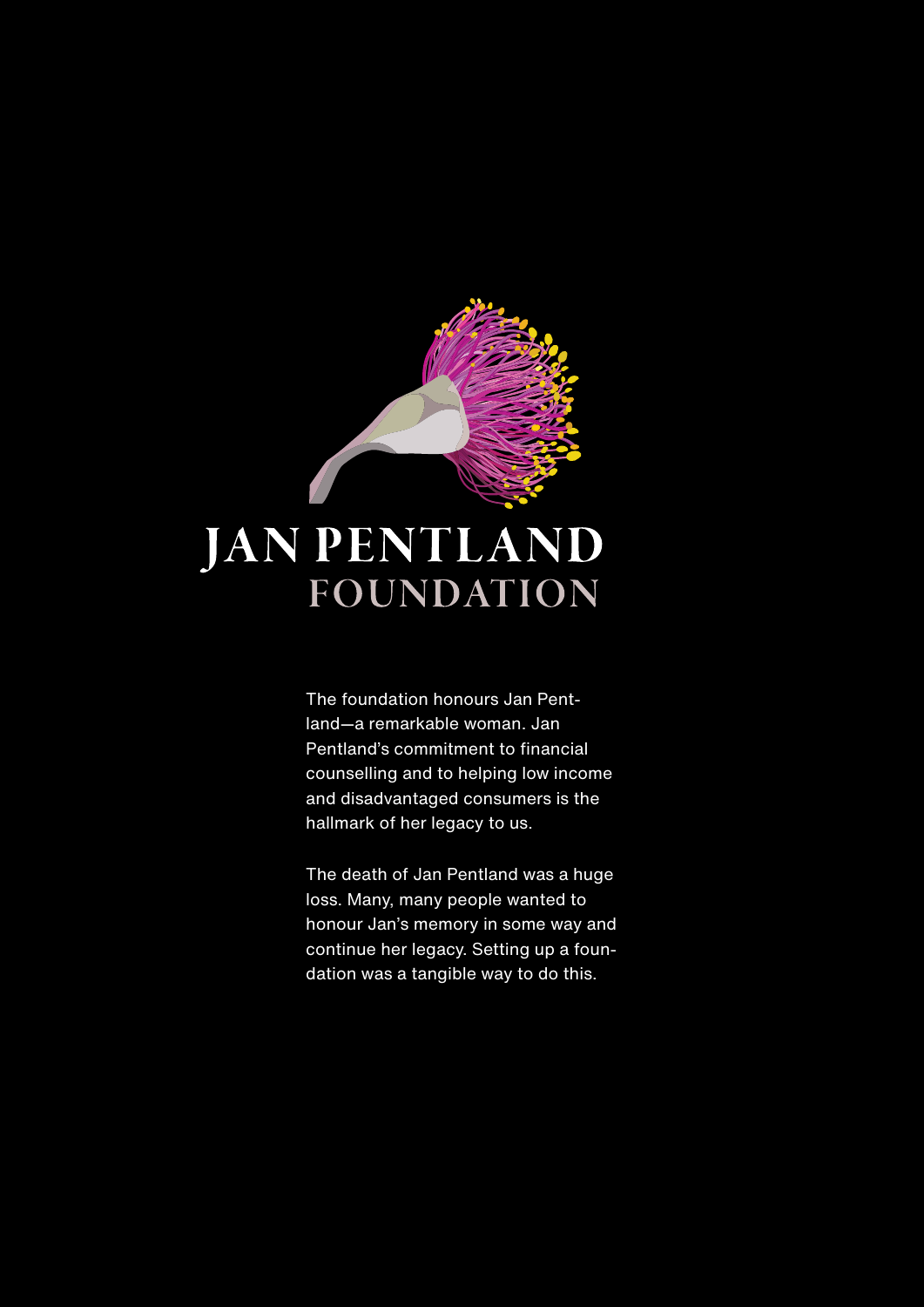# JAN PENTLAND FOUNDATION

The foundation honours Jan Pentland—a remarkable woman. Jan Pentland's commitment to financial counselling and to helping low income and disadvantaged consumers is the hallmark of her legacy to us.

The death of Jan Pentland was a huge loss. Many, many people wanted to honour Jan's memory in some way and continue her legacy. Setting up a foundation was a tangible way to do this.